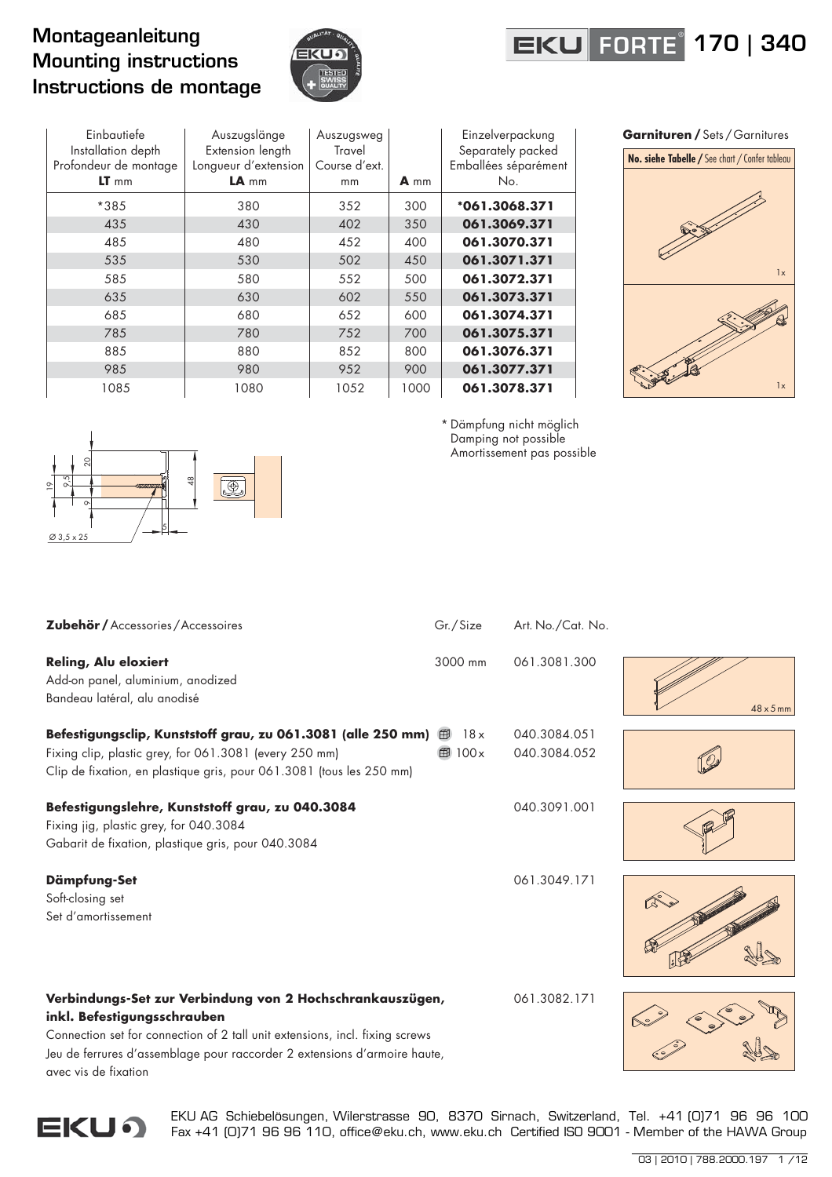# Montageanleitung
# Mounting instructions
# Instructions de montage

EKU FORTE® 170 | 340

| Einbautiefe<br>Installation depth<br>Profondeur de montage<br>**LT** mm | Auszugslänge<br>Extension length<br>Longueur d'extension<br>**LA** mm | Auszugsweg<br>Travel<br>Course d'ext.<br>mm | **A** mm | Einzelverpackung<br>Separately packed<br>Emballées séparément<br>No. |
|---|---|---|---|---|
| *385 | 380 | 352 | 300 | ***061.3068.371** |
| 435 | 430 | 402 | 350 | **061.3069.371** |
| 485 | 480 | 452 | 400 | **061.3070.371** |
| 535 | 530 | 502 | 450 | **061.3071.371** |
| 585 | 580 | 552 | 500 | **061.3072.371** |
| 635 | 630 | 602 | 550 | **061.3073.371** |
| 685 | 680 | 652 | 600 | **061.3074.371** |
| 785 | 780 | 752 | 700 | **061.3075.371** |
| 885 | 880 | 852 | 800 | **061.3076.371** |
| 985 | 980 | 952 | 900 | **061.3077.371** |
| 1085 | 1080 | 1052 | 1000 | **061.3078.371** |

\* Dämpfung nicht möglich
Damping not possible
Amortissement pas possible

**Garnituren /** Sets / Garnitures

**No. siehe Tabelle /** See chart / Confer tableau

1x

1x

20 9,5 19 9 48 5 Ø 3,5 x 25

| **Zubehör /** Accessories / Accessoires | Gr. / Size | Art. No. / Cat. No. |
|---|---|---|
| **Reling, Alu eloxiert**<br>Add-on panel, aluminium, anodized<br>Bandeau latéral, alu anodisé | 3000 mm | 061.3081.300 |
| **Befestigungsclip, Kunststoff grau, zu 061.3081 (alle 250 mm)**<br>Fixing clip, plastic grey, for 061.3081 (every 250 mm)<br>Clip de fixation, en plastique gris, pour 061.3081 (tous les 250 mm) | 18 x<br>100 x | 040.3084.051<br>040.3084.052 |
| **Befestigungslehre, Kunststoff grau, zu 040.3084**<br>Fixing jig, plastic grey, for 040.3084<br>Gabarit de fixation, plastique gris, pour 040.3084 | | 040.3091.001 |
| **Dämpfung-Set**<br>Soft-closing set<br>Set d'amortissement | | 061.3049.171 |
| **Verbindungs-Set zur Verbindung von 2 Hochschrankauszügen, inkl. Befestigungsschrauben**<br>Connection set for connection of 2 tall unit extensions, incl. fixing screws<br>Jeu de ferrures d'assemblage pour raccorder 2 extensions d'armoire haute, avec vis de fixation | | 061.3082.171 |

48 x 5 mm

EKU AG Schiebelösungen, Wilerstrasse 90, 8370 Sirnach, Switzerland, Tel. +41 (0)71 96 96 100
Fax +41 (0)71 96 96 110, office@eku.ch, www.eku.ch Certified ISO 9001 - Member of the HAWA Group

03 | 2010 | 788.2000.197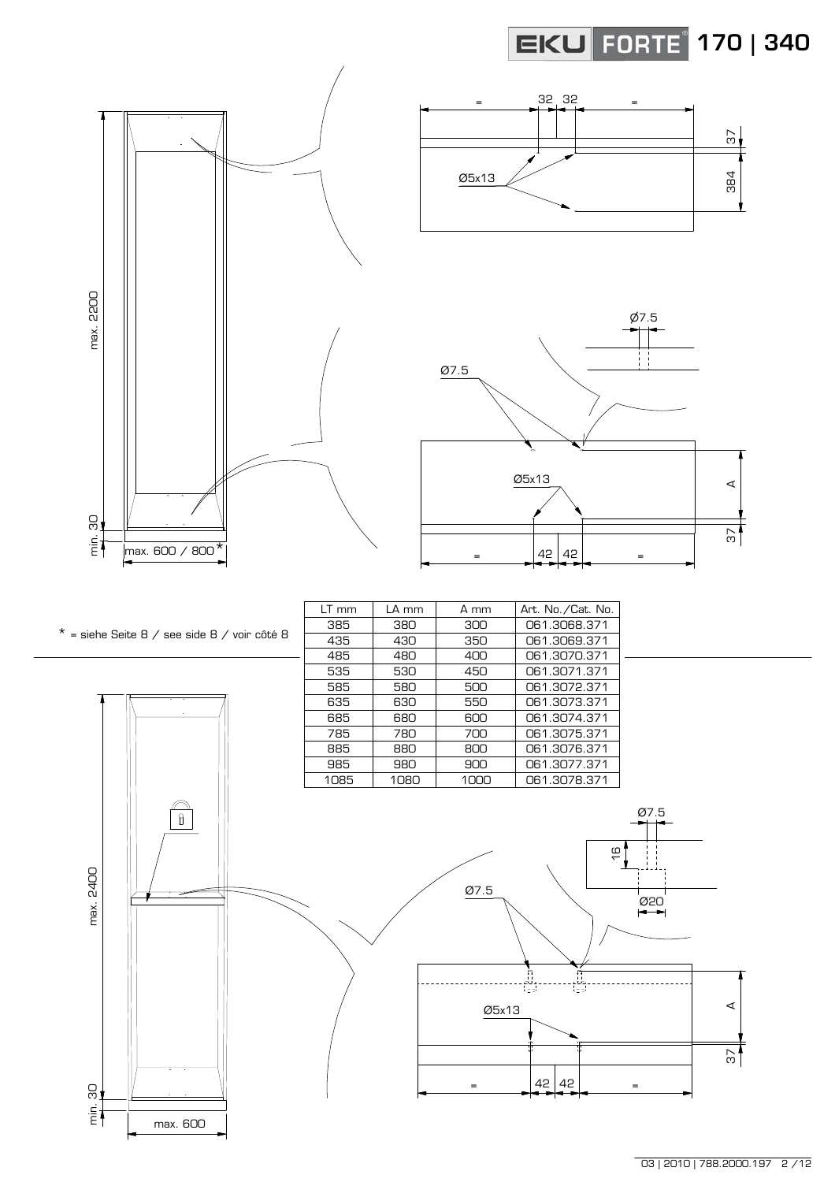# EKU FORTE® 170 | 340

max. 2200

min. 30

max. 600 / 800*

= 32 32 =

37

384

Ø5x13

Ø7.5

Ø7.5

Ø5x13

A

37

= 42 42 =

\* = siehe Seite 8 / see side 8 / voir côté 8

| LT mm | LA mm | A mm | Art. No./Cat. No. |
|---|---|---|---|
| 385 | 380 | 300 | 061.3068.371 |
| 435 | 430 | 350 | 061.3069.371 |
| 485 | 480 | 400 | 061.3070.371 |
| 535 | 530 | 450 | 061.3071.371 |
| 585 | 580 | 500 | 061.3072.371 |
| 635 | 630 | 550 | 061.3073.371 |
| 685 | 680 | 600 | 061.3074.371 |
| 785 | 780 | 700 | 061.3075.371 |
| 885 | 880 | 800 | 061.3076.371 |
| 985 | 980 | 900 | 061.3077.371 |
| 1085 | 1080 | 1000 | 061.3078.371 |

max. 2400

min. 30

max. 600

Ø7.5

16

Ø20

Ø7.5

Ø5x13

A

37

= 42 42 =

03 | 2010 | 788.2000.197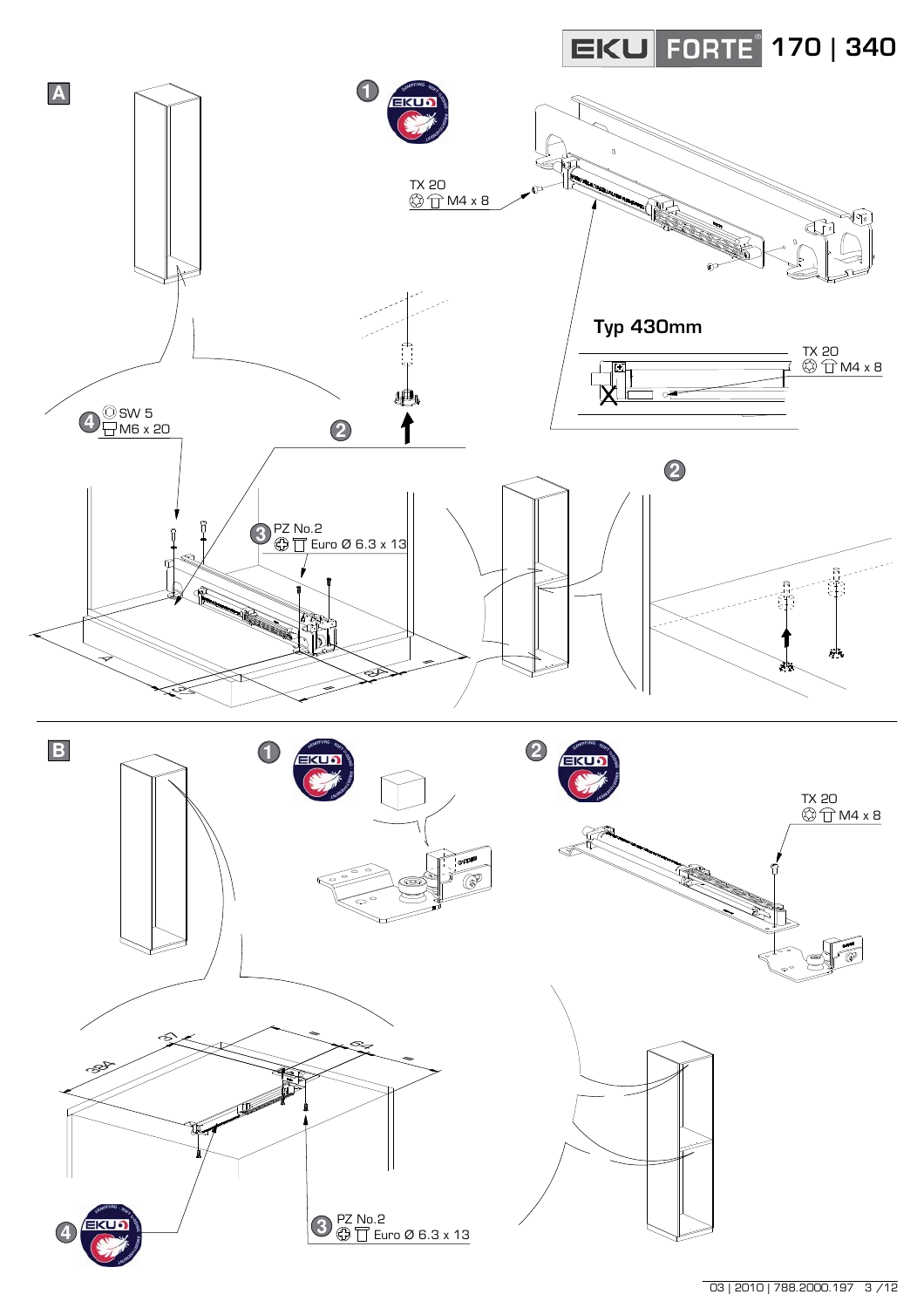EKU FORTE 170 | 340

**A**

1

TX 20 M4 x 8

Typ 430mm

TX 20 M4 x 8

4 SW 5 M6 x 20

2

3 PZ No.2 Euro Ø 6.3 x 13

2

**B**

1

2

TX 20 M4 x 8

384

37

64

3 PZ No.2 Euro Ø 6.3 x 13

4

03 | 2010 | 788.2000.197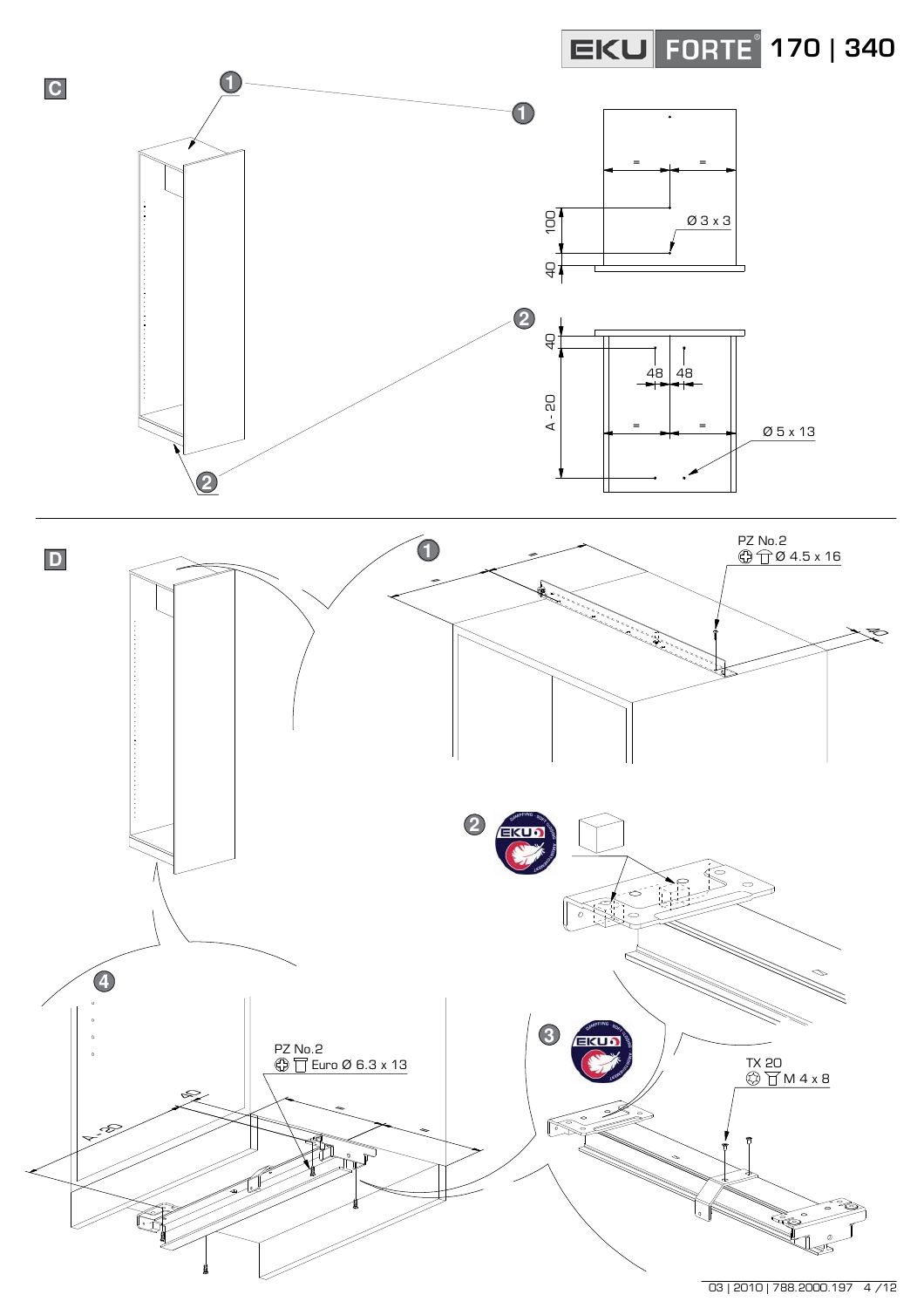**C**

1

Ø 3 x 3

100

40

2

40

48 48

A - 20

Ø 5 x 13

**D**

1

PZ No.2
Ø 4.5 x 16

40

2

3

TX 20
M 4 x 8

4

PZ No.2
Euro Ø 6.3 x 13

40

A - 20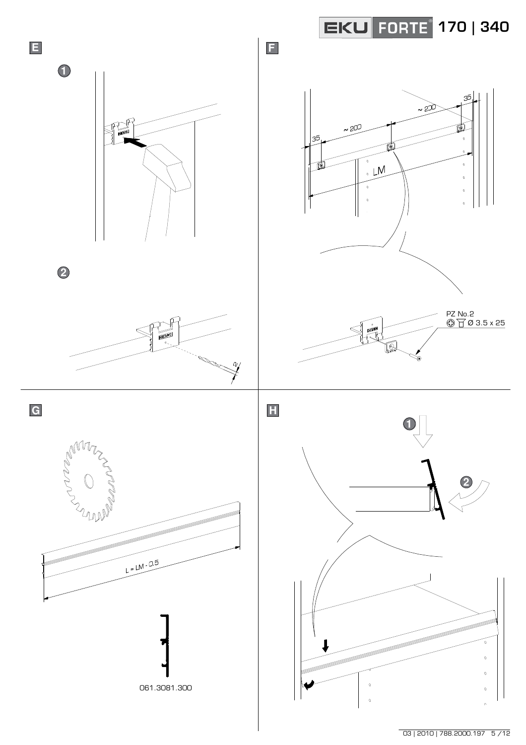## E

1

2

2

## F

35

~ 200

~ 200

35

LM

PZ No.2
Ø 3.5 x 25

## G

L = LM - 0.5

061.3081.300

## H

1

2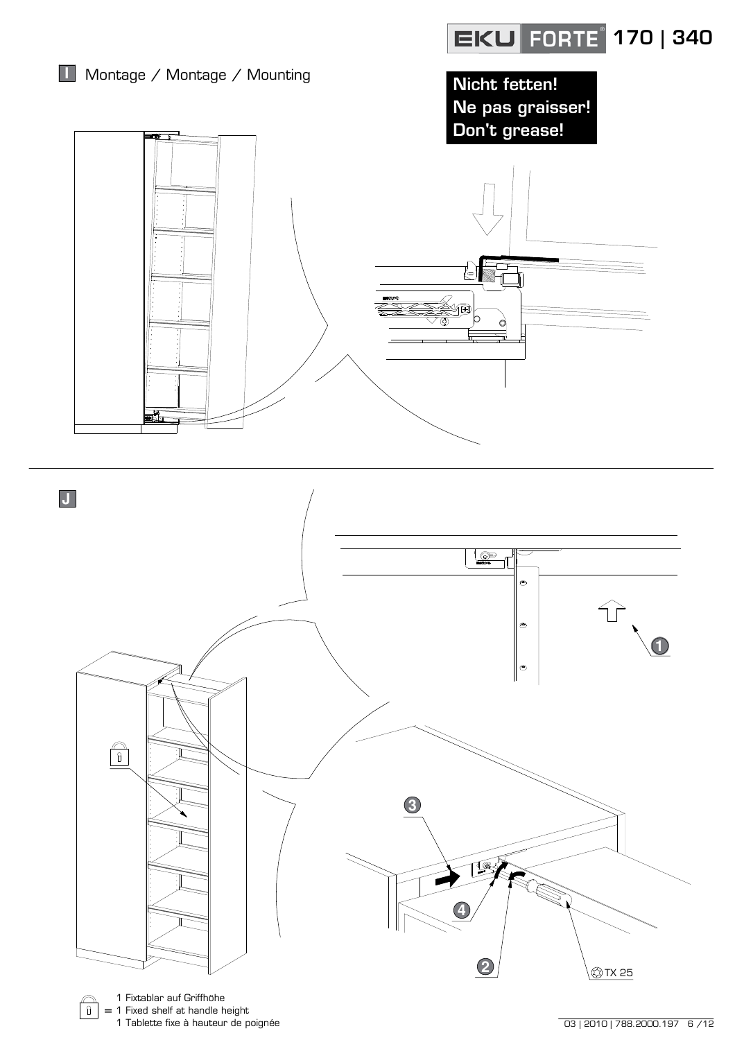## I Montage / Montage / Mounting

**Nicht fetten!**
**Ne pas graisser!**
**Don't grease!**

## J

1

3

4

2

TX 25

1 Fixtablar auf Griffhöhe
= 1 Fixed shelf at handle height
1 Tablette fixe à hauteur de poignée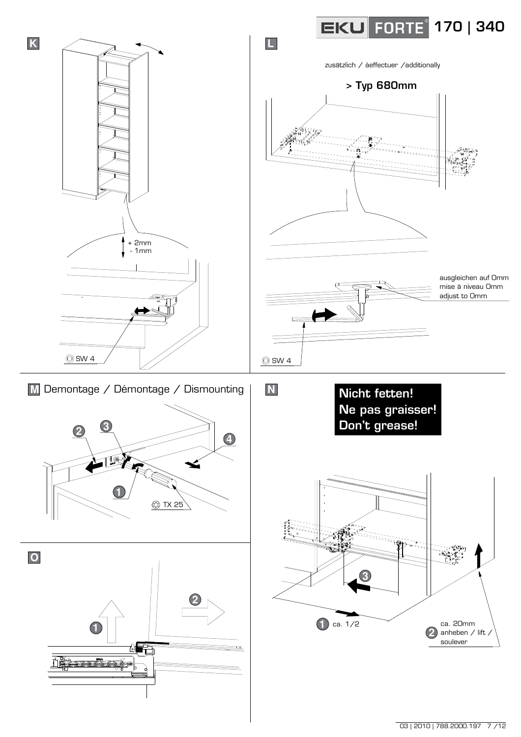## K

+ 2mm
- 1mm

SW 4

## L

zusätzlich / àeffectuer /additionally

> Typ 680mm

ausgleichen auf 0mm
mise à niveau 0mm
adjust to 0mm

SW 4

## M Demontage / Démontage / Dismounting

1 2 3 4

TX 25

## N

**Nicht fetten!**
**Ne pas graisser!**
**Don't grease!**

1 ca. 1/2

2 ca. 20mm anheben / lift / soulever

3

## O

1 2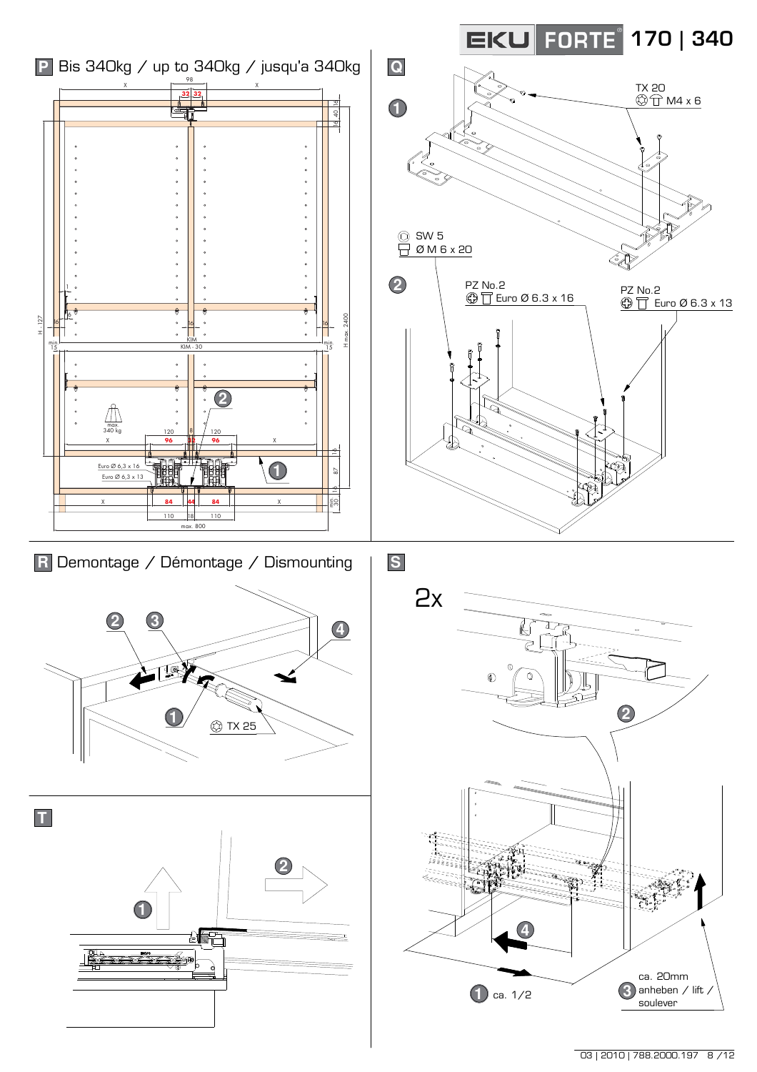## P Bis 340kg / up to 340kg / jusqu'a 340kg

98

X 32 32 X

40 16

1

16 16 16 16

H - 127

min 15

KIM

KIM - 30

min 15

H max. 2400

2

max 340 kg

120 8 120

X 96 32 96 X

16

Euro Ø 6,3 x 16

Euro Ø 6,3 x 13

1

87

16

X 84 44 84 X

min 30

110 18 110

max. 800

## Q

1

TX 20

M4 x 6

SW 5

Ø M 6 x 20

2

PZ No.2

Euro Ø 6.3 x 16

PZ No.2

Euro Ø 6.3 x 13

## R Demontage / Démontage / Dismounting

2 3 4

1

TX 25

## S

2x

2

4

1 ca. 1/2

ca. 20mm

3 anheben / lift / soulever

## T

1

2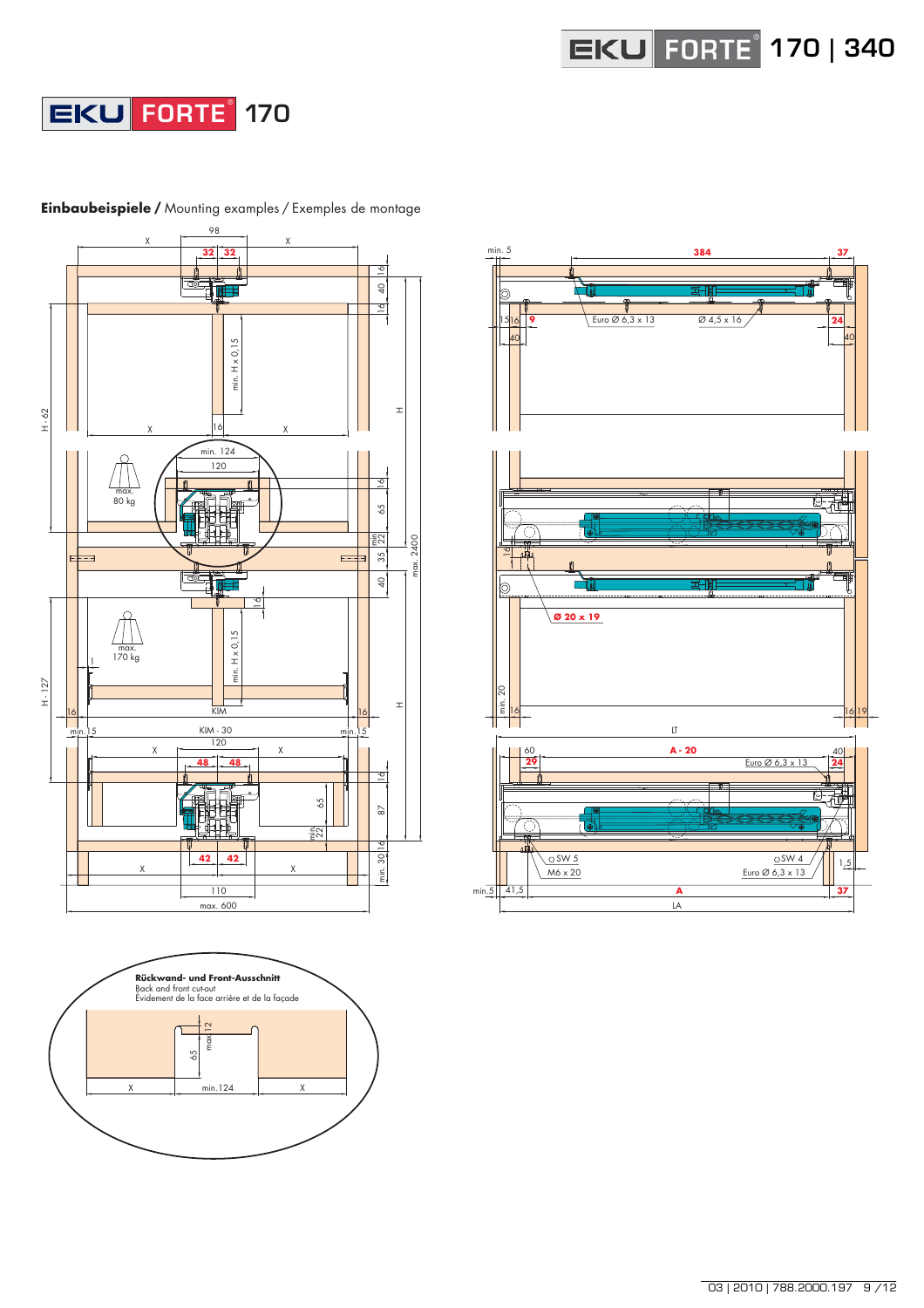# EKU FORTE® 170

**Einbaubeispiele /** Mounting examples / Exemples de montage

98

X | 32 | 32 | X

16 | 40 | 16

min. H x 0,15

H - 62

H

X | 16 | X

min. 124

120

max. 80 kg

16 | 65 | min 22 | 35 | 40

max. 2400

16

max. 170 kg

1

min. H x 0,15

H - 127

H

16 | KIM | 16

min. 15 | KIM - 30 | min. 15

120

X | 48 | 48 | X

16 | 65 | 87 | min 22

16 | min. 30

X | 42 | 42 | X

110

max. 600

min. 5 | 384 | 37

15 | 16 | 9 | Euro Ø 6,3 x 13 | Ø 4,5 x 16 | 24

40 | 40

16

Ø 20 x 19

min. 20 | 16 | 16 | 19

LT

60 | A - 20 | 40

29 | Euro Ø 6,3 x 13 | 24

SW 5 | SW 4 | 1,5

M6 x 20 | Euro Ø 6,3 x 13

min. 5 | 41,5 | A | 37

LA

**Rückwand- und Front-Ausschnitt**
Back and front cut-out
Évidement de la face arrière et de la façade

65 | max 12

X | min. 124 | X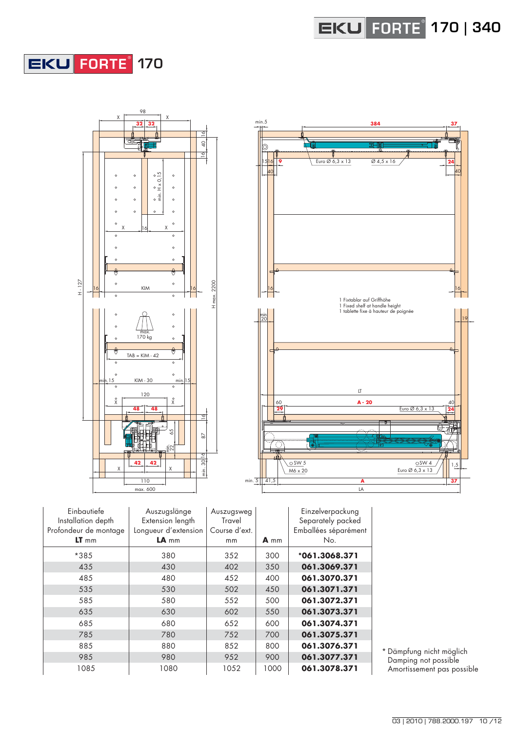# EKU FORTE® 170

1 Fixtablar auf Griffhöhe
1 Fixed shelf at handle height
1 tablette fixe à hauteur de poignée

| Einbautiefe<br>Installation depth<br>Profondeur de montage<br>**LT** mm | Auszugslänge<br>Extension length<br>Longueur d'extension<br>**LA** mm | Auszugsweg<br>Travel<br>Course d'ext.<br>mm | **A** mm | Einzelverpackung<br>Separately packed<br>Emballées séparément<br>No. |
|---|---|---|---|---|
| *385 | 380 | 352 | 300 | ***061.3068.371** |
| 435 | 430 | 402 | 350 | **061.3069.371** |
| 485 | 480 | 452 | 400 | **061.3070.371** |
| 535 | 530 | 502 | 450 | **061.3071.371** |
| 585 | 580 | 552 | 500 | **061.3072.371** |
| 635 | 630 | 602 | 550 | **061.3073.371** |
| 685 | 680 | 652 | 600 | **061.3074.371** |
| 785 | 780 | 752 | 700 | **061.3075.371** |
| 885 | 880 | 852 | 800 | **061.3076.371** |
| 985 | 980 | 952 | 900 | **061.3077.371** |
| 1085 | 1080 | 1052 | 1000 | **061.3078.371** |

* Dämpfung nicht möglich
Damping not possible
Amortissement pas possible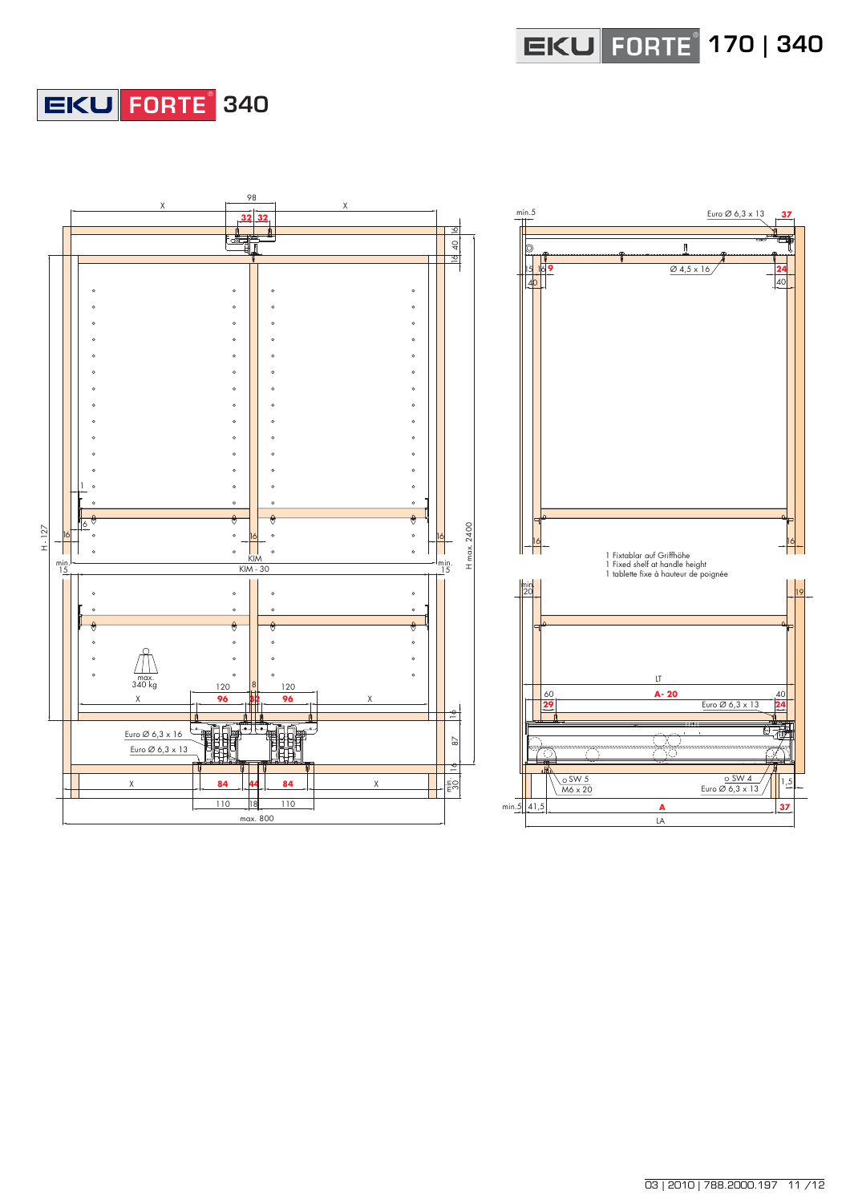# EKU FORTE 340

X | 98 | X

32 | 32

Euro Ø 6,3 x 13 | 37

min. 5

Ø 4,5 x 16

15 | 16 | 9

40

24

40

16 | 40 | 16

1

6

16

16

16

H - 127

min. 15

KIM

KIM - 30

min. 15

H max. 2400

16

16

1 Fixtablar auf Griffhöhe
1 Fixed shelf at handle height
1 tablette fixe à hauteur de poignée

min. 20

19

max. 340 kg

120 | 8 | 120

X | 96 | 32 | 96 | X

LT

60 | A - 20 | 40

29 | Euro Ø 6,3 x 13 | 24

Euro Ø 6,3 x 16

Euro Ø 6,3 x 13

16

87

16

min. 30

X | 84 | 44 | 84 | X

110 | 18 | 110

max. 800

SW 5
M6 x 20

SW 4
Euro Ø 6,3 x 13

1,5

min. 5 | 41,5 | A | 37

LA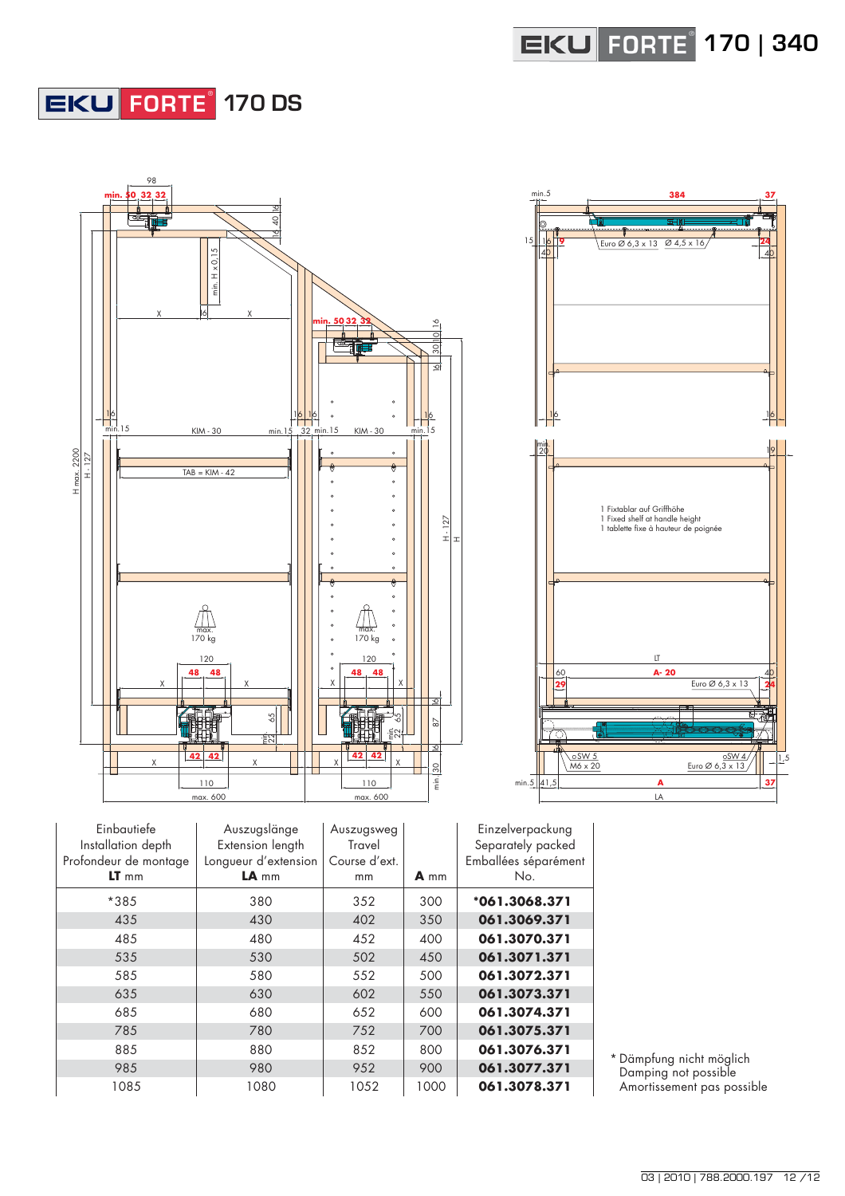# EKU FORTE 170 DS

1 Fixtablar auf Grifhöhe
1 Fixed shelf at handle height
1 tablette fixe à hauteur de poignée

| Einbautiefe<br>Installation depth<br>Profondeur de montage<br>**LT** mm | Auszugslänge<br>Extension length<br>Longueur d'extension<br>**LA** mm | Auszugsweg<br>Travel<br>Course d'ext.<br>mm | **A** mm | Einzelverpackung<br>Separately packed<br>Emballées séparément<br>No. |
|---|---|---|---|---|
| *385 | 380 | 352 | 300 | ***061.3068.371** |
| 435 | 430 | 402 | 350 | **061.3069.371** |
| 485 | 480 | 452 | 400 | **061.3070.371** |
| 535 | 530 | 502 | 450 | **061.3071.371** |
| 585 | 580 | 552 | 500 | **061.3072.371** |
| 635 | 630 | 602 | 550 | **061.3073.371** |
| 685 | 680 | 652 | 600 | **061.3074.371** |
| 785 | 780 | 752 | 700 | **061.3075.371** |
| 885 | 880 | 852 | 800 | **061.3076.371** |
| 985 | 980 | 952 | 900 | **061.3077.371** |
| 1085 | 1080 | 1052 | 1000 | **061.3078.371** |

* Dämpfung nicht möglich
Damping not possible
Amortissement pas possible

03 | 2010 | 788.2000.197